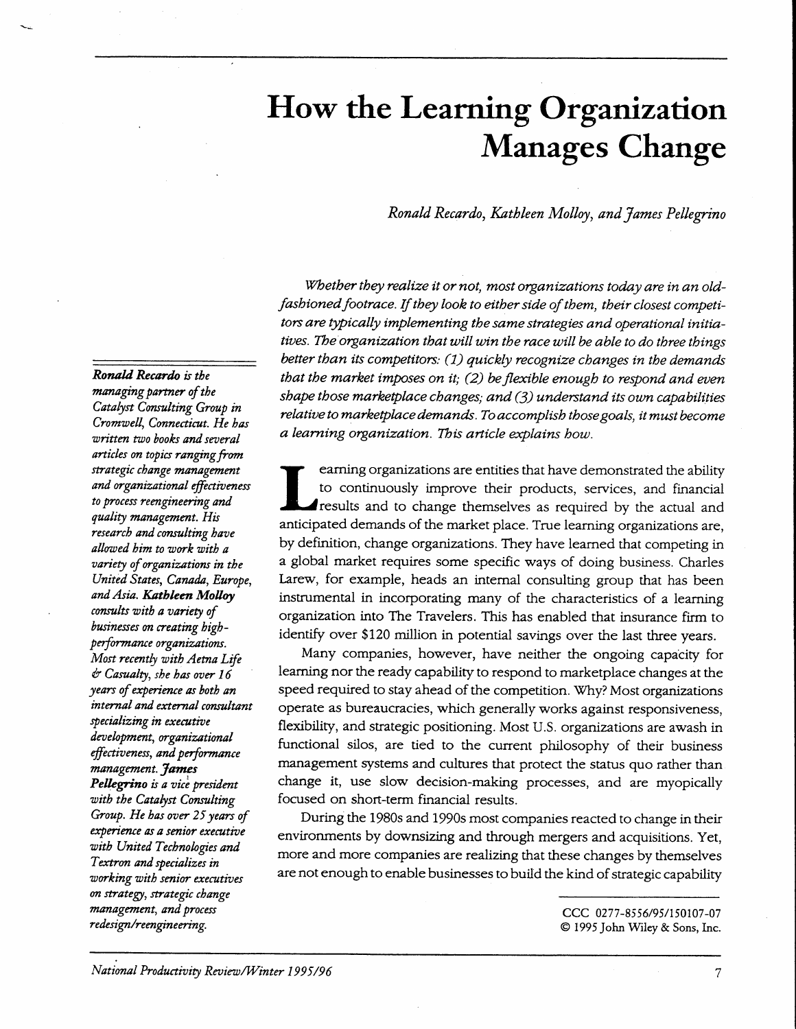# How the Learning Organization Manages Change

*Ronald Recardo, Kathleen Molloy, and James Pellegrino*

*Whether they realize it or not, most organizations today are in an old-fashioned footrace. If they look to either side of them, their closest competitors are typically implementing the same strategies and operational initiatives. The organization that will win the race will be able to do three things better than its competitors: (1) quickly recognize changes in the demands that the market imposes on it; (2) be flexible enough to respond and even shape those marketplace changes; and (3) understand its own capabilities relative to marketplace demands. To accomplish those goals, it must become a learning organization. This article explains how.*

Learning organizations are entities that have demonstrated the ability to continuously improve their products, services, and financial results and to change themselves as required by the actual and anticipated demands of the market place. True learning organizations are, by definition, change organizations. They have learned that competing in a global market requires some specific ways of doing business. Charles Larew, for example, heads an internal consulting group that has been instrumental in incorporating many of the characteristics of a learning organization into The Travelers. This has enabled that insurance firm to identify over $120 million in potential savings over the last three years.

Many companies, however, have neither the ongoing capacity for learning nor the ready capability to respond to marketplace changes at the speed required to stay ahead of the competition. Why? Most organizations operate as bureaucracies, which generally works against responsiveness, flexibility, and strategic positioning. Most U.S. organizations are awash in functional silos, are tied to the current philosophy of their business management systems and cultures that protect the status quo rather than change it, use slow decision-making processes, and are myopically focused on short-term financial results.

During the 1980s and 1990s most companies reacted to change in their environments by downsizing and through mergers and acquisitions. Yet, more and more companies are realizing that these changes by themselves are not enough to enable businesses to build the kind of strategic capability

***Ronald Recardo** is the managing partner of the Catalyst Consulting Group in Cromwell, Connecticut. He has written two books and several articles on topics ranging from strategic change management and organizational effectiveness to process reengineering and quality management. His research and consulting have allowed him to work with a variety of organizations in the United States, Canada, Europe, and Asia. **Kathleen Molloy** consults with a variety of businesses on creating high-performance organizations. Most recently with Aetna Life & Casualty, she has over 16 years of experience as both an internal and external consultant specializing in executive development, organizational effectiveness, and performance management. **James Pellegrino** is a vice president with the Catalyst Consulting Group. He has over 25 years of experience as a senior executive with United Technologies and Textron and specializes in working with senior executives on strategy, strategic change management, and process redesign/reengineering.*

CCC 0277-8556/95/150107-07
© 1995 John Wiley & Sons, Inc.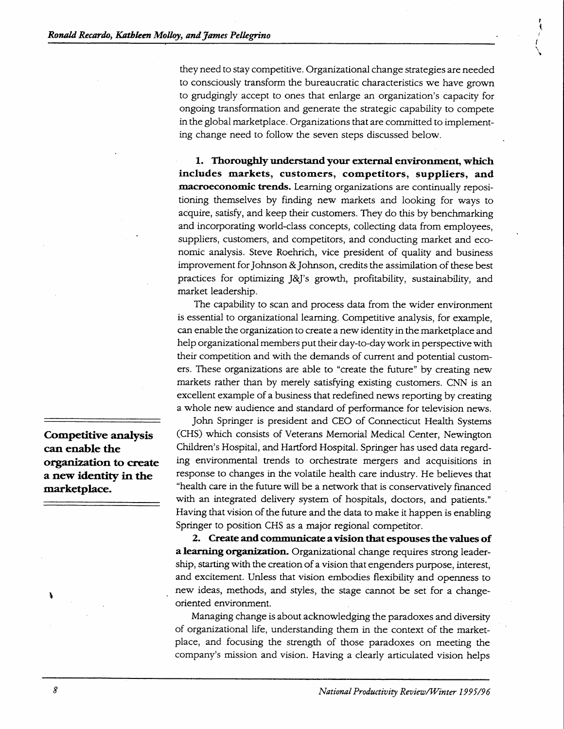they need to stay competitive. Organizational change strategies are needed to consciously transform the bureaucratic characteristics we have grown to grudgingly accept to ones that enlarge an organization's capacity for ongoing transformation and generate the strategic capability to compete in the global marketplace. Organizations that are committed to implementing change need to follow the seven steps discussed below.

**1. Thoroughly understand your external environment, which includes markets, customers, competitors, suppliers, and macroeconomic trends.** Learning organizations are continually repositioning themselves by finding new markets and looking for ways to acquire, satisfy, and keep their customers. They do this by benchmarking and incorporating world-class concepts, collecting data from employees, suppliers, customers, and competitors, and conducting market and economic analysis. Steve Roehrich, vice president of quality and business improvement for Johnson & Johnson, credits the assimilation of these best practices for optimizing J&J's growth, profitability, sustainability, and market leadership.

The capability to scan and process data from the wider environment is essential to organizational learning. Competitive analysis, for example, can enable the organization to create a new identity in the marketplace and help organizational members put their day-to-day work in perspective with their competition and with the demands of current and potential customers. These organizations are able to "create the future" by creating new markets rather than by merely satisfying existing customers. CNN is an excellent example of a business that redefined news reporting by creating a whole new audience and standard of performance for television news.

**Competitive analysis can enable the organization to create a new identity in the marketplace.**

John Springer is president and CEO of Connecticut Health Systems (CHS) which consists of Veterans Memorial Medical Center, Newington Children's Hospital, and Hartford Hospital. Springer has used data regarding environmental trends to orchestrate mergers and acquisitions in response to changes in the volatile health care industry. He believes that "health care in the future will be a network that is conservatively financed with an integrated delivery system of hospitals, doctors, and patients." Having that vision of the future and the data to make it happen is enabling Springer to position CHS as a major regional competitor.

**2. Create and communicate a vision that espouses the values of a learning organization.** Organizational change requires strong leadership, starting with the creation of a vision that engenders purpose, interest, and excitement. Unless that vision embodies flexibility and openness to new ideas, methods, and styles, the stage cannot be set for a change-oriented environment.

Managing change is about acknowledging the paradoxes and diversity of organizational life, understanding them in the context of the marketplace, and focusing the strength of those paradoxes on meeting the company's mission and vision. Having a clearly articulated vision helps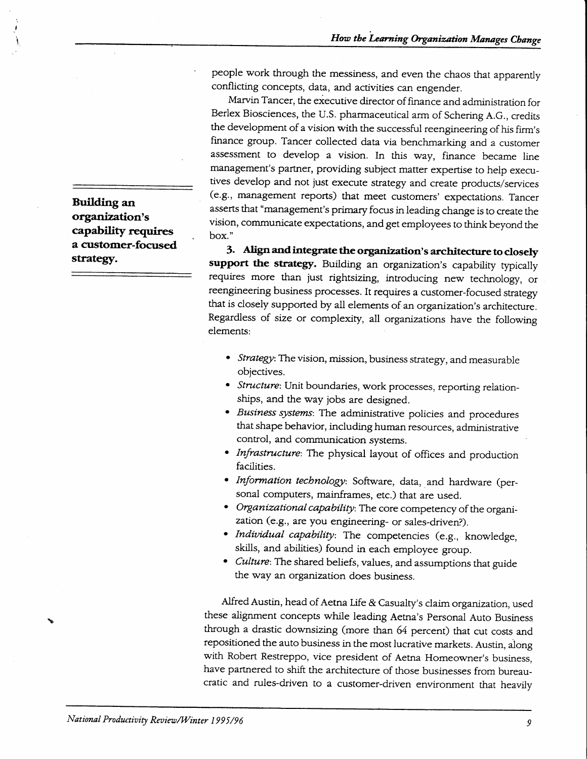people work through the messiness, and even the chaos that apparently conflicting concepts, data, and activities can engender.

Marvin Tancer, the executive director of finance and administration for Berlex Biosciences, the U.S. pharmaceutical arm of Schering A.G., credits the development of a vision with the successful reengineering of his firm's finance group. Tancer collected data via benchmarking and a customer assessment to develop a vision. In this way, finance became line management's partner, providing subject matter expertise to help executives develop and not just execute strategy and create products/services (e.g., management reports) that meet customers' expectations. Tancer asserts that "management's primary focus in leading change is to create the vision, communicate expectations, and get employees to think beyond the box."

**Building an organization's capability requires a customer-focused strategy.**

**3. Align and integrate the organization's architecture to closely support the strategy.** Building an organization's capability typically requires more than just rightsizing, introducing new technology, or reengineering business processes. It requires a customer-focused strategy that is closely supported by all elements of an organization's architecture. Regardless of size or complexity, all organizations have the following elements:

- *Strategy*: The vision, mission, business strategy, and measurable objectives.
- *Structure*: Unit boundaries, work processes, reporting relationships, and the way jobs are designed.
- *Business systems*: The administrative policies and procedures that shape behavior, including human resources, administrative control, and communication systems.
- *Infrastructure*: The physical layout of offices and production facilities.
- *Information technology*: Software, data, and hardware (personal computers, mainframes, etc.) that are used.
- *Organizational capability*: The core competency of the organization (e.g., are you engineering- or sales-driven?).
- *Individual capability*: The competencies (e.g., knowledge, skills, and abilities) found in each employee group.
- *Culture*: The shared beliefs, values, and assumptions that guide the way an organization does business.

Alfred Austin, head of Aetna Life & Casualty's claim organization, used these alignment concepts while leading Aetna's Personal Auto Business through a drastic downsizing (more than 64 percent) that cut costs and repositioned the auto business in the most lucrative markets. Austin, along with Robert Restreppo, vice president of Aetna Homeowner's business, have partnered to shift the architecture of those businesses from bureaucratic and rules-driven to a customer-driven environment that heavily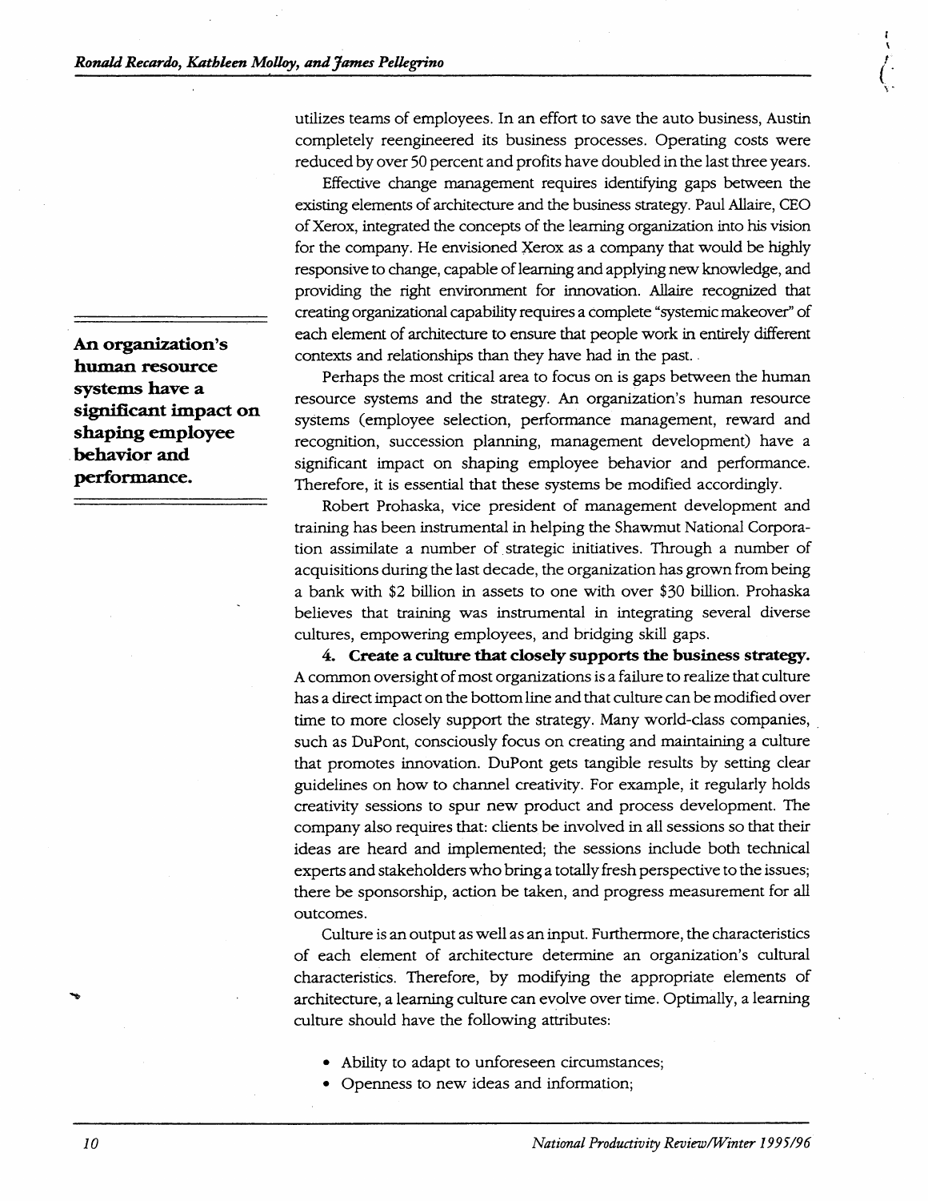utilizes teams of employees. In an effort to save the auto business, Austin completely reengineered its business processes. Operating costs were reduced by over 50 percent and profits have doubled in the last three years.

Effective change management requires identifying gaps between the existing elements of architecture and the business strategy. Paul Allaire, CEO of Xerox, integrated the concepts of the learning organization into his vision for the company. He envisioned Xerox as a company that would be highly responsive to change, capable of learning and applying new knowledge, and providing the right environment for innovation. Allaire recognized that creating organizational capability requires a complete "systemic makeover" of each element of architecture to ensure that people work in entirely different contexts and relationships than they have had in the past.

**An organization's human resource systems have a significant impact on shaping employee behavior and performance.**

Perhaps the most critical area to focus on is gaps between the human resource systems and the strategy. An organization's human resource systems (employee selection, performance management, reward and recognition, succession planning, management development) have a significant impact on shaping employee behavior and performance. Therefore, it is essential that these systems be modified accordingly.

Robert Prohaska, vice president of management development and training has been instrumental in helping the Shawmut National Corporation assimilate a number of strategic initiatives. Through a number of acquisitions during the last decade, the organization has grown from being a bank with $2 billion in assets to one with over $30 billion. Prohaska believes that training was instrumental in integrating several diverse cultures, empowering employees, and bridging skill gaps.

**4. Create a culture that closely supports the business strategy.** A common oversight of most organizations is a failure to realize that culture has a direct impact on the bottom line and that culture can be modified over time to more closely support the strategy. Many world-class companies, such as DuPont, consciously focus on creating and maintaining a culture that promotes innovation. DuPont gets tangible results by setting clear guidelines on how to channel creativity. For example, it regularly holds creativity sessions to spur new product and process development. The company also requires that: clients be involved in all sessions so that their ideas are heard and implemented; the sessions include both technical experts and stakeholders who bring a totally fresh perspective to the issues; there be sponsorship, action be taken, and progress measurement for all outcomes.

Culture is an output as well as an input. Furthermore, the characteristics of each element of architecture determine an organization's cultural characteristics. Therefore, by modifying the appropriate elements of architecture, a learning culture can evolve over time. Optimally, a learning culture should have the following attributes:

- Ability to adapt to unforeseen circumstances;
- Openness to new ideas and information;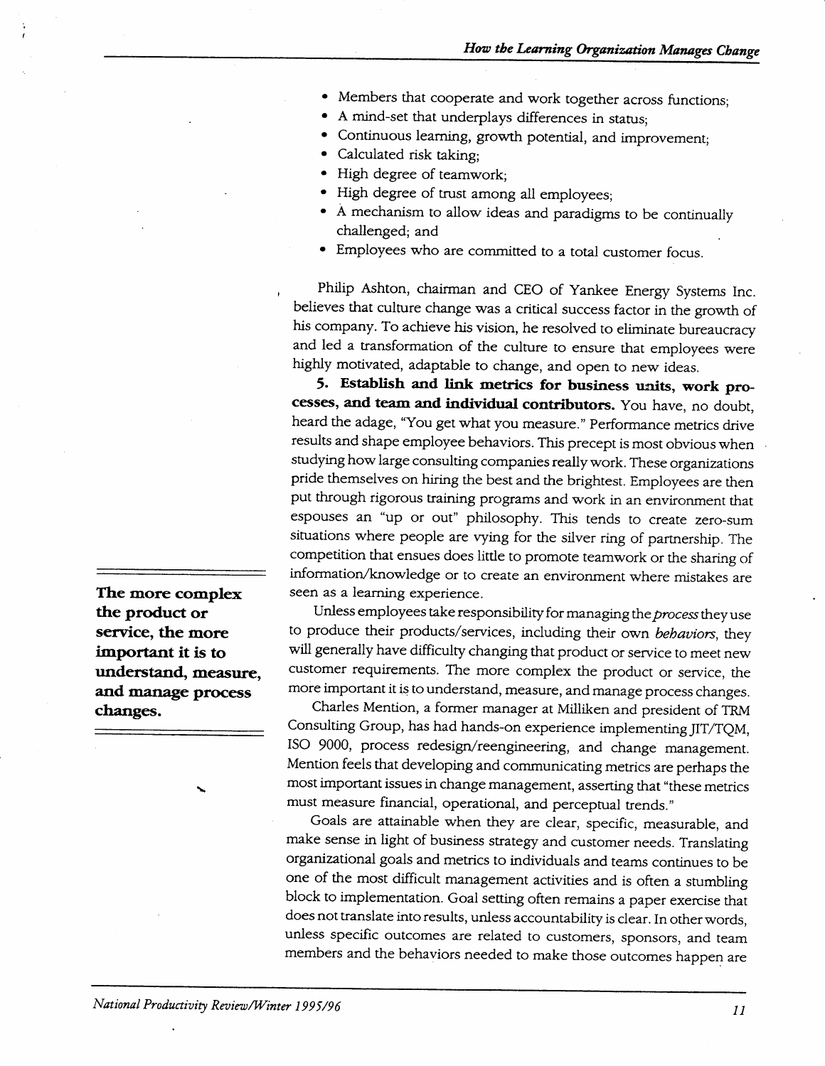- Members that cooperate and work together across functions;
- A mind-set that underplays differences in status;
- Continuous learning, growth potential, and improvement;
- Calculated risk taking;
- High degree of teamwork;
- High degree of trust among all employees;
- A mechanism to allow ideas and paradigms to be continually challenged; and
- Employees who are committed to a total customer focus.

Philip Ashton, chairman and CEO of Yankee Energy Systems Inc. believes that culture change was a critical success factor in the growth of his company. To achieve his vision, he resolved to eliminate bureaucracy and led a transformation of the culture to ensure that employees were highly motivated, adaptable to change, and open to new ideas.

**5. Establish and link metrics for business units, work processes, and team and individual contributors.** You have, no doubt, heard the adage, "You get what you measure." Performance metrics drive results and shape employee behaviors. This precept is most obvious when studying how large consulting companies really work. These organizations pride themselves on hiring the best and the brightest. Employees are then put through rigorous training programs and work in an environment that espouses an "up or out" philosophy. This tends to create zero-sum situations where people are vying for the silver ring of partnership. The competition that ensues does little to promote teamwork or the sharing of information/knowledge or to create an environment where mistakes are seen as a learning experience.

**The more complex the product or service, the more important it is to understand, measure, and manage process changes.**

Unless employees take responsibility for managing the *process* they use to produce their products/services, including their own *behaviors*, they will generally have difficulty changing that product or service to meet new customer requirements. The more complex the product or service, the more important it is to understand, measure, and manage process changes.

Charles Mention, a former manager at Milliken and president of TRM Consulting Group, has had hands-on experience implementing JIT/TQM, ISO 9000, process redesign/reengineering, and change management. Mention feels that developing and communicating metrics are perhaps the most important issues in change management, asserting that "these metrics must measure financial, operational, and perceptual trends."

Goals are attainable when they are clear, specific, measurable, and make sense in light of business strategy and customer needs. Translating organizational goals and metrics to individuals and teams continues to be one of the most difficult management activities and is often a stumbling block to implementation. Goal setting often remains a paper exercise that does not translate into results, unless accountability is clear. In other words, unless specific outcomes are related to customers, sponsors, and team members and the behaviors needed to make those outcomes happen are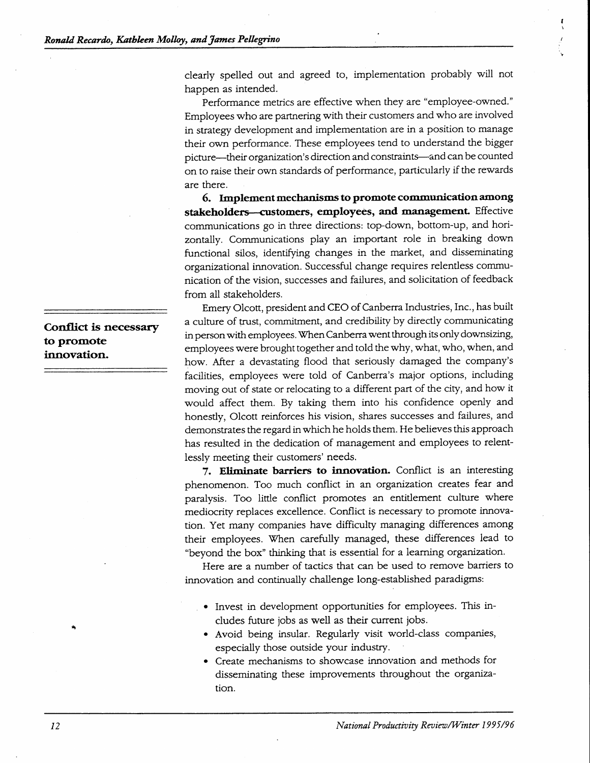clearly spelled out and agreed to, implementation probably will not happen as intended.

Performance metrics are effective when they are "employee-owned." Employees who are partnering with their customers and who are involved in strategy development and implementation are in a position to manage their own performance. These employees tend to understand the bigger picture—their organization's direction and constraints—and can be counted on to raise their own standards of performance, particularly if the rewards are there.

**6. Implement mechanisms to promote communication among stakeholders—customers, employees, and management.** Effective communications go in three directions: top-down, bottom-up, and horizontally. Communications play an important role in breaking down functional silos, identifying changes in the market, and disseminating organizational innovation. Successful change requires relentless communication of the vision, successes and failures, and solicitation of feedback from all stakeholders.

Emery Olcott, president and CEO of Canberra Industries, Inc., has built a culture of trust, commitment, and credibility by directly communicating in person with employees. When Canberra went through its only downsizing, employees were brought together and told the why, what, who, when, and how. After a devastating flood that seriously damaged the company's facilities, employees were told of Canberra's major options, including moving out of state or relocating to a different part of the city, and how it would affect them. By taking them into his confidence openly and honestly, Olcott reinforces his vision, shares successes and failures, and demonstrates the regard in which he holds them. He believes this approach has resulted in the dedication of management and employees to relentlessly meeting their customers' needs.

**Conflict is necessary to promote innovation.**

**7. Eliminate barriers to innovation.** Conflict is an interesting phenomenon. Too much conflict in an organization creates fear and paralysis. Too little conflict promotes an entitlement culture where mediocrity replaces excellence. Conflict is necessary to promote innovation. Yet many companies have difficulty managing differences among their employees. When carefully managed, these differences lead to "beyond the box" thinking that is essential for a learning organization.

Here are a number of tactics that can be used to remove barriers to innovation and continually challenge long-established paradigms:

- Invest in development opportunities for employees. This includes future jobs as well as their current jobs.
- Avoid being insular. Regularly visit world-class companies, especially those outside your industry.
- Create mechanisms to showcase innovation and methods for disseminating these improvements throughout the organization.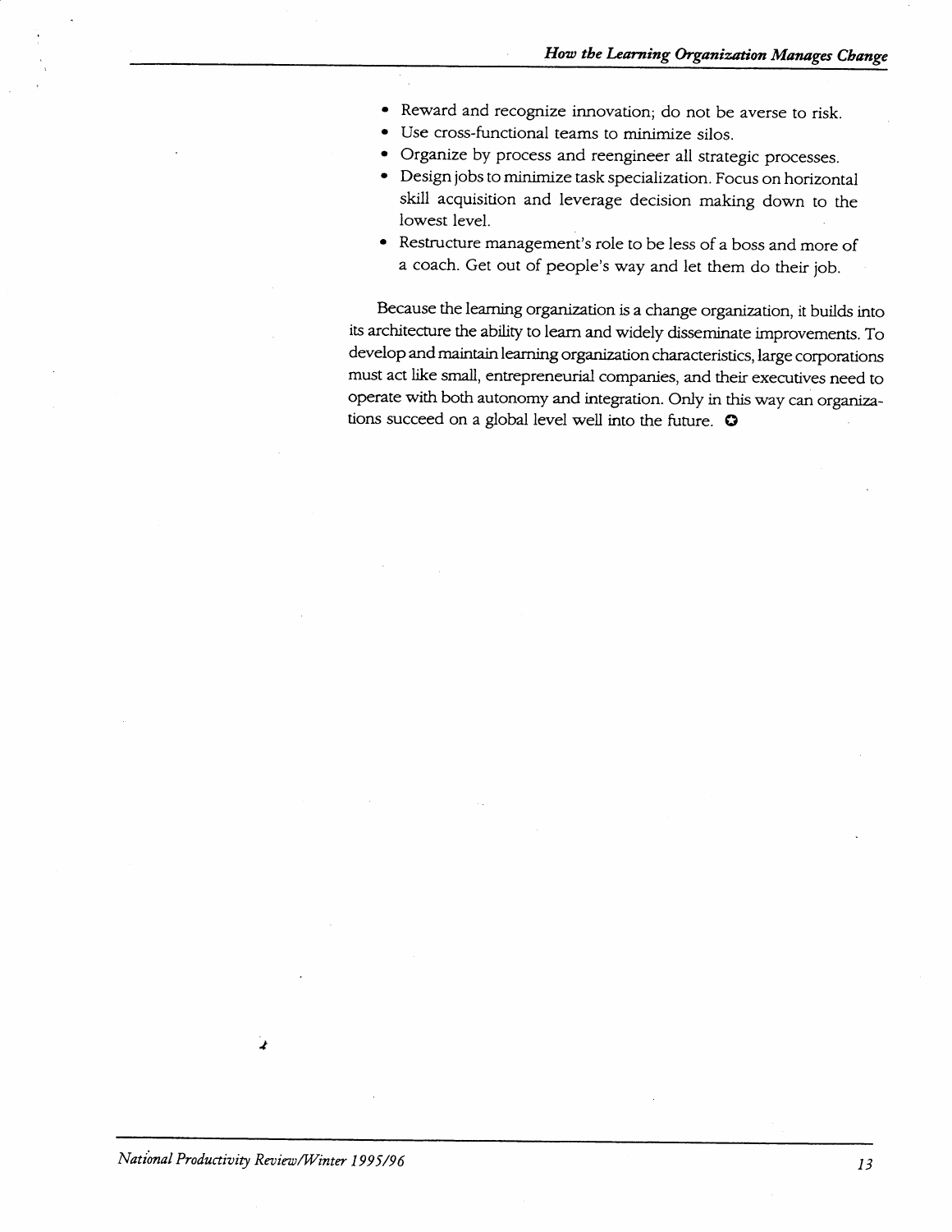- Reward and recognize innovation; do not be averse to risk.
- Use cross-functional teams to minimize silos.
- Organize by process and reengineer all strategic processes.
- Design jobs to minimize task specialization. Focus on horizontal skill acquisition and leverage decision making down to the lowest level.
- Restructure management's role to be less of a boss and more of a coach. Get out of people's way and let them do their job.

Because the learning organization is a change organization, it builds into its architecture the ability to learn and widely disseminate improvements. To develop and maintain learning organization characteristics, large corporations must act like small, entrepreneurial companies, and their executives need to operate with both autonomy and integration. Only in this way can organizations succeed on a global level well into the future.